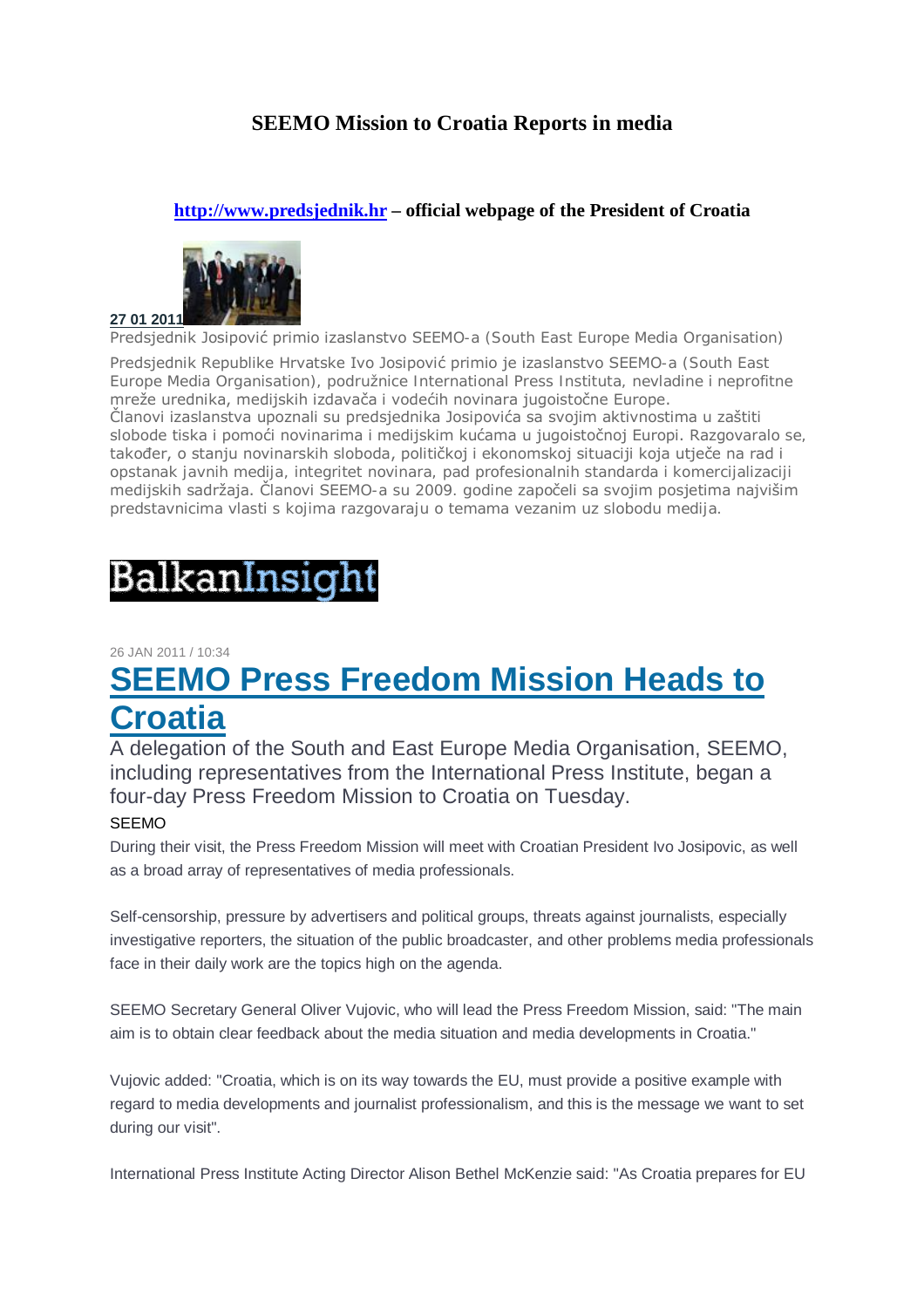# SEEMO Mission to Croatia Reports in media

**http://www.predsjednik.hr – official webpage of the President of Croatia**

**27 01 2011**

Predsjednik Josipović primio izaslanstvo SEEMO-a (South East Europe Media Organisation)

Predsjednik Republike Hrvatske Ivo Josipović primio je izaslanstvo SEEMO-a (South East Europe Media Organisation), podružnice International Press Instituta, nevladine i neprofitne mreže urednika, medijskih izdavača i vodećih novinara jugoistočne Europe.
Članovi izaslanstva upoznali su predsjednika Josipovića sa svojim aktivnostima u zaštiti slobode tiska i pomoći novinarima i medijskim kućama u jugoistočnoj Europi. Razgovaralo se, također, o stanju novinarskih sloboda, političkoj i ekonomskoj situaciji koja utječe na rad i opstanak javnih medija, integritet novinara, pad profesionalnih standarda i komercijalizaciji medijskih sadržaja. Članovi SEEMO-a su 2009. godine započeli sa svojim posjetima najvišim predstavnicima vlasti s kojima razgovaraju o temama vezanim uz slobodu medija.

BalkanInsight

26 JAN 2011 / 10:34

## SEEMO Press Freedom Mission Heads to Croatia

A delegation of the South and East Europe Media Organisation, SEEMO, including representatives from the International Press Institute, began a four-day Press Freedom Mission to Croatia on Tuesday.

SEEMO

During their visit, the Press Freedom Mission will meet with Croatian President Ivo Josipovic, as well as a broad array of representatives of media professionals.

Self-censorship, pressure by advertisers and political groups, threats against journalists, especially investigative reporters, the situation of the public broadcaster, and other problems media professionals face in their daily work are the topics high on the agenda.

SEEMO Secretary General Oliver Vujovic, who will lead the Press Freedom Mission, said: "The main aim is to obtain clear feedback about the media situation and media developments in Croatia."

Vujovic added: "Croatia, which is on its way towards the EU, must provide a positive example with regard to media developments and journalist professionalism, and this is the message we want to set during our visit".

International Press Institute Acting Director Alison Bethel McKenzie said: "As Croatia prepares for EU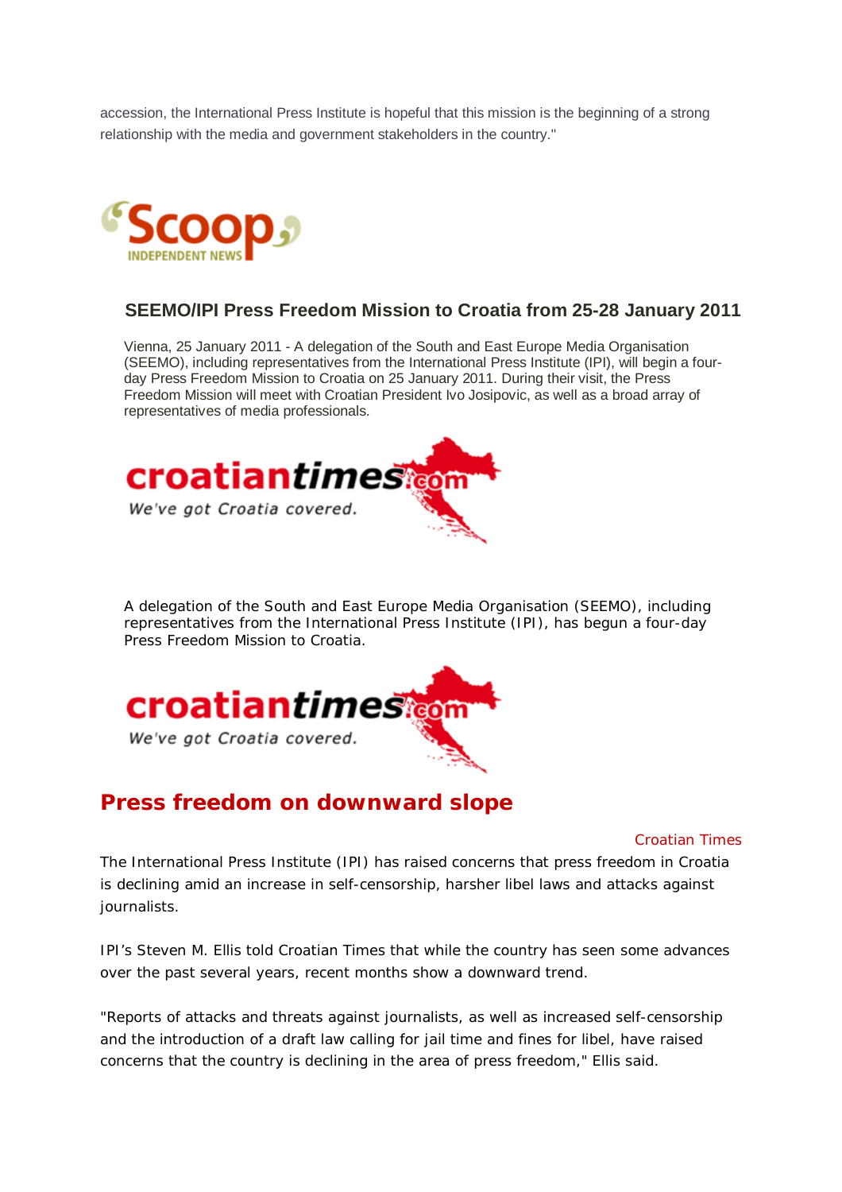accession, the International Press Institute is hopeful that this mission is the beginning of a strong relationship with the media and government stakeholders in the country."

Scoop INDEPENDENT NEWS

### SEEMO/IPI Press Freedom Mission to Croatia from 25-28 January 2011

Vienna, 25 January 2011 - A delegation of the South and East Europe Media Organisation (SEEMO), including representatives from the International Press Institute (IPI), will begin a four-day Press Freedom Mission to Croatia on 25 January 2011. During their visit, the Press Freedom Mission will meet with Croatian President Ivo Josipovic, as well as a broad array of representatives of media professionals.

croatiantimes.com We've got Croatia covered.

A delegation of the South and East Europe Media Organisation (SEEMO), including representatives from the International Press Institute (IPI), has begun a four-day Press Freedom Mission to Croatia.

croatiantimes.com We've got Croatia covered.

## Press freedom on downward slope

Croatian Times

The International Press Institute (IPI) has raised concerns that press freedom in Croatia is declining amid an increase in self-censorship, harsher libel laws and attacks against journalists.

IPI's Steven M. Ellis told Croatian Times that while the country has seen some advances over the past several years, recent months show a downward trend.

"Reports of attacks and threats against journalists, as well as increased self-censorship and the introduction of a draft law calling for jail time and fines for libel, have raised concerns that the country is declining in the area of press freedom," Ellis said.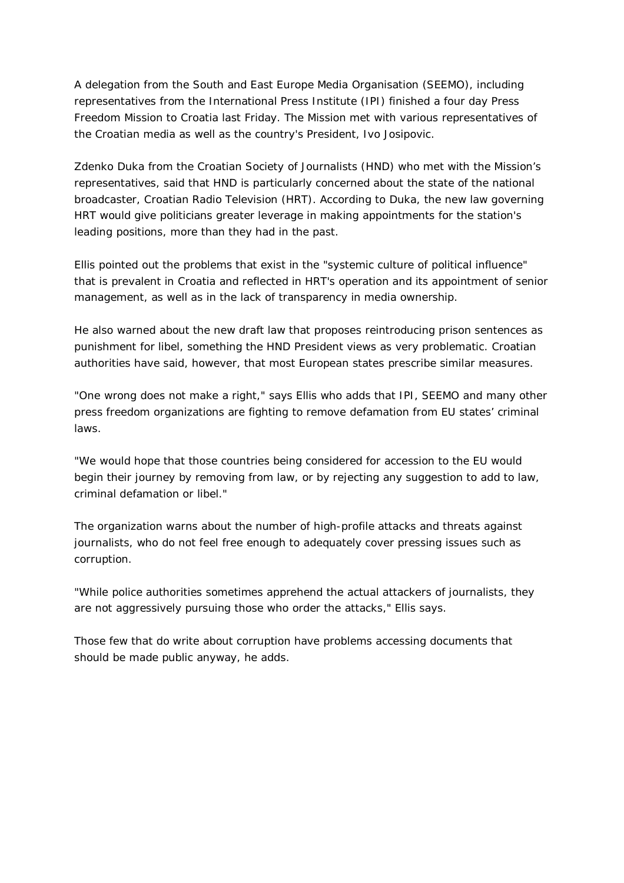A delegation from the South and East Europe Media Organisation (SEEMO), including representatives from the International Press Institute (IPI) finished a four day Press Freedom Mission to Croatia last Friday. The Mission met with various representatives of the Croatian media as well as the country's President, Ivo Josipovic.

Zdenko Duka from the Croatian Society of Journalists (HND) who met with the Mission's representatives, said that HND is particularly concerned about the state of the national broadcaster, Croatian Radio Television (HRT). According to Duka, the new law governing HRT would give politicians greater leverage in making appointments for the station's leading positions, more than they had in the past.

Ellis pointed out the problems that exist in the "systemic culture of political influence" that is prevalent in Croatia and reflected in HRT's operation and its appointment of senior management, as well as in the lack of transparency in media ownership.

He also warned about the new draft law that proposes reintroducing prison sentences as punishment for libel, something the HND President views as very problematic. Croatian authorities have said, however, that most European states prescribe similar measures.

"One wrong does not make a right," says Ellis who adds that IPI, SEEMO and many other press freedom organizations are fighting to remove defamation from EU states' criminal laws.

"We would hope that those countries being considered for accession to the EU would begin their journey by removing from law, or by rejecting any suggestion to add to law, criminal defamation or libel."

The organization warns about the number of high-profile attacks and threats against journalists, who do not feel free enough to adequately cover pressing issues such as corruption.

"While police authorities sometimes apprehend the actual attackers of journalists, they are not aggressively pursuing those who order the attacks," Ellis says.

Those few that do write about corruption have problems accessing documents that should be made public anyway, he adds.